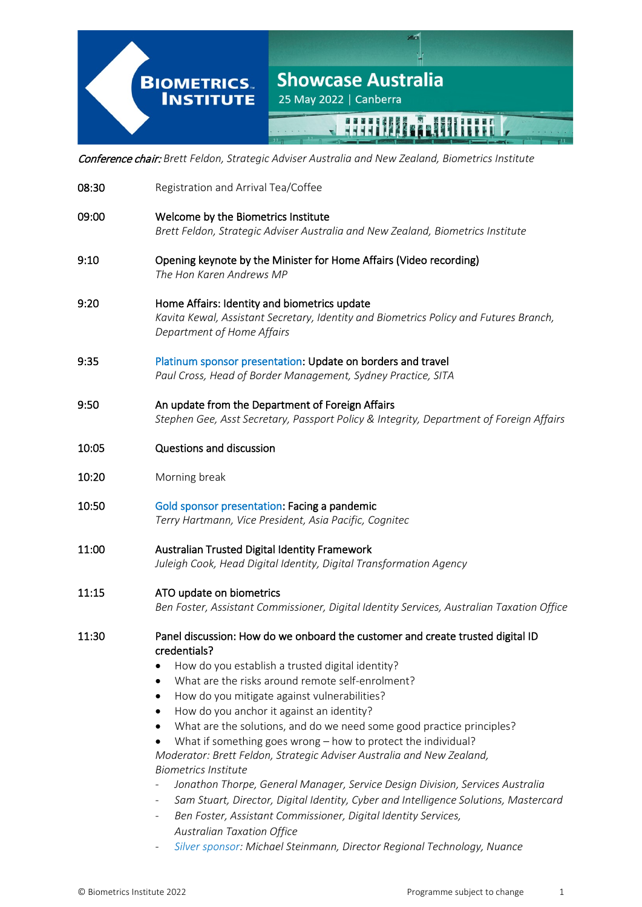# Biometrics Institute

## Showcase Australia

25 May 2022 | Canberra

*Conference chair:* *Brett Feldon, Strategic Adviser Australia and New Zealand, Biometrics Institute*

| | |
|---|---|
| 08:30 | Registration and Arrival Tea/Coffee |
| 09:00 | Welcome by the Biometrics Institute<br>*Brett Feldon, Strategic Adviser Australia and New Zealand, Biometrics Institute* |
| 9:10 | Opening keynote by the Minister for Home Affairs (Video recording)<br>*The Hon Karen Andrews MP* |
| 9:20 | Home Affairs: Identity and biometrics update<br>*Kavita Kewal, Assistant Secretary, Identity and Biometrics Policy and Futures Branch, Department of Home Affairs* |
| 9:35 | Platinum sponsor presentation: Update on borders and travel<br>*Paul Cross, Head of Border Management, Sydney Practice, SITA* |
| 9:50 | An update from the Department of Foreign Affairs<br>*Stephen Gee, Asst Secretary, Passport Policy & Integrity, Department of Foreign Affairs* |
| 10:05 | Questions and discussion |
| 10:20 | Morning break |
| 10:50 | Gold sponsor presentation: Facing a pandemic<br>*Terry Hartmann, Vice President, Asia Pacific, Cognitec* |
| 11:00 | Australian Trusted Digital Identity Framework<br>*Juleigh Cook, Head Digital Identity, Digital Transformation Agency* |
| 11:15 | ATO update on biometrics<br>*Ben Foster, Assistant Commissioner, Digital Identity Services, Australian Taxation Office* |

11:30 Panel discussion: How do we onboard the customer and create trusted digital ID credentials?

- How do you establish a trusted digital identity?
- What are the risks around remote self-enrolment?
- How do you mitigate against vulnerabilities?
- How do you anchor it against an identity?
- What are the solutions, and do we need some good practice principles?
- What if something goes wrong – how to protect the individual?

*Moderator: Brett Feldon, Strategic Adviser Australia and New Zealand, Biometrics Institute*

- *Jonathon Thorpe, General Manager, Service Design Division, Services Australia*
- *Sam Stuart, Director, Digital Identity, Cyber and Intelligence Solutions, Mastercard*
- *Ben Foster, Assistant Commissioner, Digital Identity Services, Australian Taxation Office*
- *Silver sponsor: Michael Steinmann, Director Regional Technology, Nuance*

© Biometrics Institute 2022 — Programme subject to change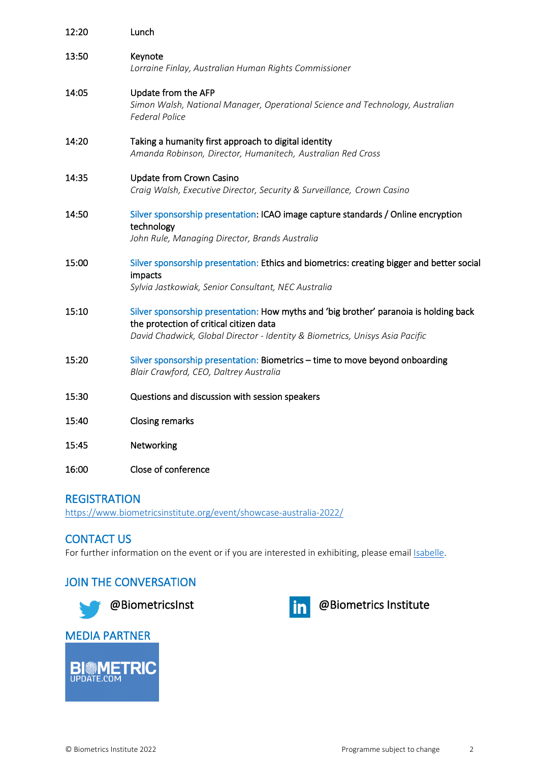| | |
|---|---|
| 12:20 | Lunch |
| 13:50 | Keynote<br>*Lorraine Finlay, Australian Human Rights Commissioner* |
| 14:05 | Update from the AFP<br>*Simon Walsh, National Manager, Operational Science and Technology, Australian Federal Police* |
| 14:20 | Taking a humanity first approach to digital identity<br>*Amanda Robinson, Director, Humanitech, Australian Red Cross* |
| 14:35 | Update from Crown Casino<br>*Craig Walsh, Executive Director, Security & Surveillance, Crown Casino* |
| 14:50 | Silver sponsorship presentation: ICAO image capture standards / Online encryption technology<br>*John Rule, Managing Director, Brands Australia* |
| 15:00 | Silver sponsorship presentation: Ethics and biometrics: creating bigger and better social impacts<br>*Sylvia Jastkowiak, Senior Consultant, NEC Australia* |
| 15:10 | Silver sponsorship presentation: How myths and 'big brother' paranoia is holding back the protection of critical citizen data<br>*David Chadwick, Global Director - Identity & Biometrics, Unisys Asia Pacific* |
| 15:20 | Silver sponsorship presentation: Biometrics – time to move beyond onboarding<br>*Blair Crawford, CEO, Daltrey Australia* |
| 15:30 | Questions and discussion with session speakers |
| 15:40 | Closing remarks |
| 15:45 | Networking |
| 16:00 | Close of conference |

## REGISTRATION

https://www.biometricsinstitute.org/event/showcase-australia-2022/

## CONTACT US

For further information on the event or if you are interested in exhibiting, please email Isabelle.

## JOIN THE CONVERSATION

@BiometricsInst

@Biometrics Institute

## MEDIA PARTNER

BIOMETRIC UPDATE.COM

© Biometrics Institute 2022

Programme subject to change